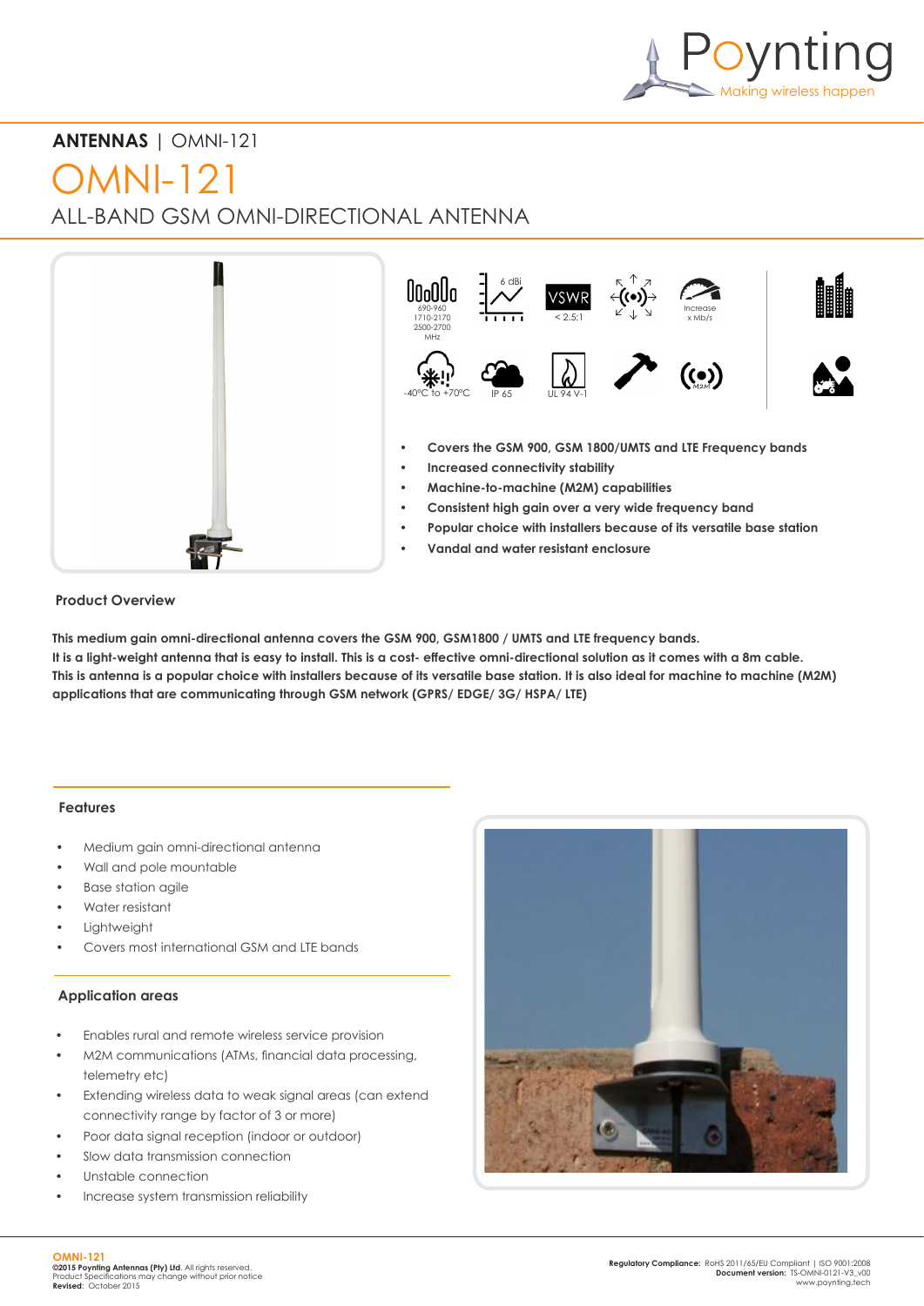**ANTENNAS** | OMNI-121

# OMNI-121

## ALL-BAND GSM OMNI-DIRECTIONAL ANTENNA

690-960
1710-2170
2500-2700
MHz

6 dBi

VSWR
< 2.5:1

Increase
x Mb/s

-40°C to +70°C

IP 65

UL 94 V-1

M2M

- **Covers the GSM 900, GSM 1800/UMTS and LTE Frequency bands**
- **Increased connectivity stability**
- **Machine-to-machine (M2M) capabilities**
- **Consistent high gain over a very wide frequency band**
- **Popular choice with installers because of its versatile base station**
- **Vandal and water resistant enclosure**

### Product Overview

**This medium gain omni-directional antenna covers the GSM 900, GSM1800 / UMTS and LTE frequency bands.**
**It is a light-weight antenna that is easy to install. This is a cost- effective omni-directional solution as it comes with a 8m cable.**
**This is antenna is a popular choice with installers because of its versatile base station. It is also ideal for machine to machine (M2M) applications that are communicating through GSM network (GPRS/ EDGE/ 3G/ HSPA/ LTE)**

### Features

- Medium gain omni-directional antenna
- Wall and pole mountable
- Base station agile
- Water resistant
- Lightweight
- Covers most international GSM and LTE bands

### Application areas

- Enables rural and remote wireless service provision
- M2M communications (ATMs, financial data processing, telemetry etc)
- Extending wireless data to weak signal areas (can extend connectivity range by factor of 3 or more)
- Poor data signal reception (indoor or outdoor)
- Slow data transmission connection
- Unstable connection
- Increase system transmission reliability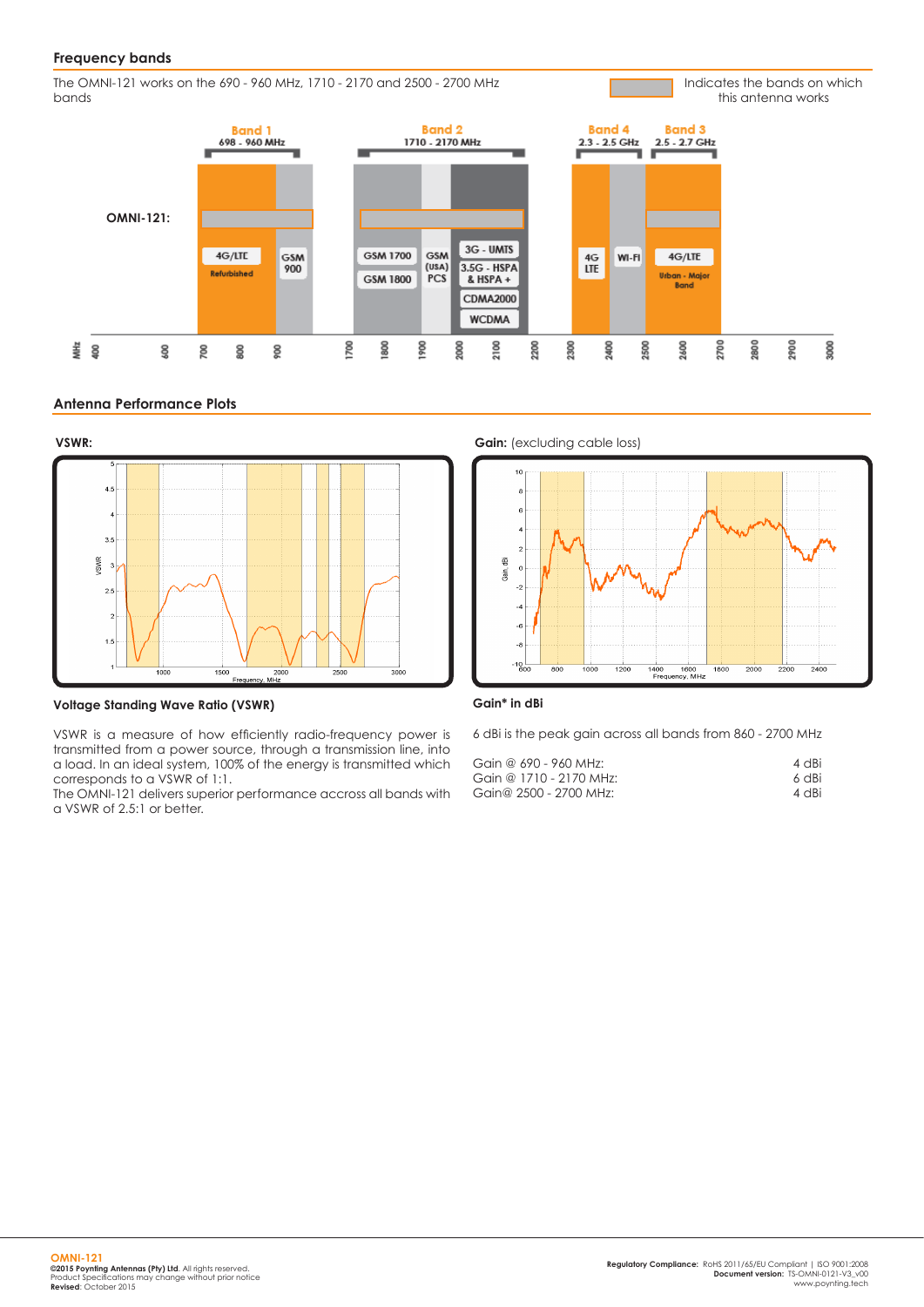## Frequency bands

The OMNI-121 works on the 690 - 960 MHz, 1710 - 2170 and 2500 - 2700 MHz bands

Indicates the bands on which this antenna works

## Antenna Performance Plots

**VSWR:**

**Gain:** (excluding cable loss)

### Voltage Standing Wave Ratio (VSWR)

VSWR is a measure of how efficiently radio-frequency power is transmitted from a power source, through a transmission line, into a load. In an ideal system, 100% of the energy is transmitted which corresponds to a VSWR of 1:1.

The OMNI-121 delivers superior performance accross all bands with a VSWR of 2.5:1 or better.

### Gain* in dBi

6 dBi is the peak gain across all bands from 860 - 2700 MHz

| | |
|---|---|
| Gain @ 690 - 960 MHz: | 4 dBi |
| Gain @ 1710 - 2170 MHz: | 6 dBi |
| Gain@ 2500 - 2700 MHz: | 4 dBi |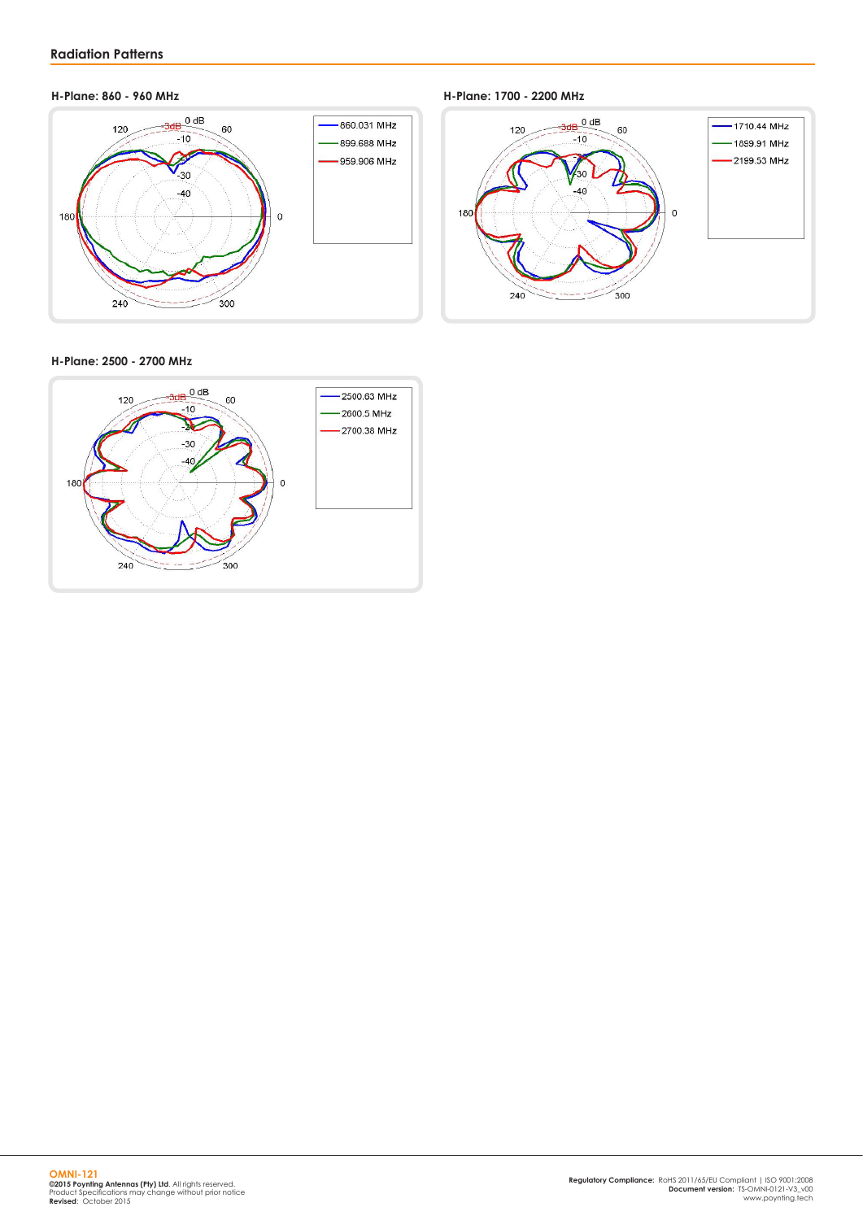## Radiation Patterns

### H-Plane: 860 - 960 MHz

860.031 MHz
899.688 MHz
959.906 MHz

### H-Plane: 1700 - 2200 MHz

1710.44 MHz
1899.91 MHz
2199.53 MHz

### H-Plane: 2500 - 2700 MHz

2500.63 MHz
2600.5 MHz
2700.38 MHz

**OMNI-121**
**©2015 Poynting Antennas (Pty) Ltd.** All rights reserved.
Product Specifications may change without prior notice
**Revised:** October 2015

**Regulatory Compliance:** RoHS 2011/65/EU Compliant | ISO 9001:2008
**Document version:** TS-OMNI-0121-V3_v00
www.poynting.tech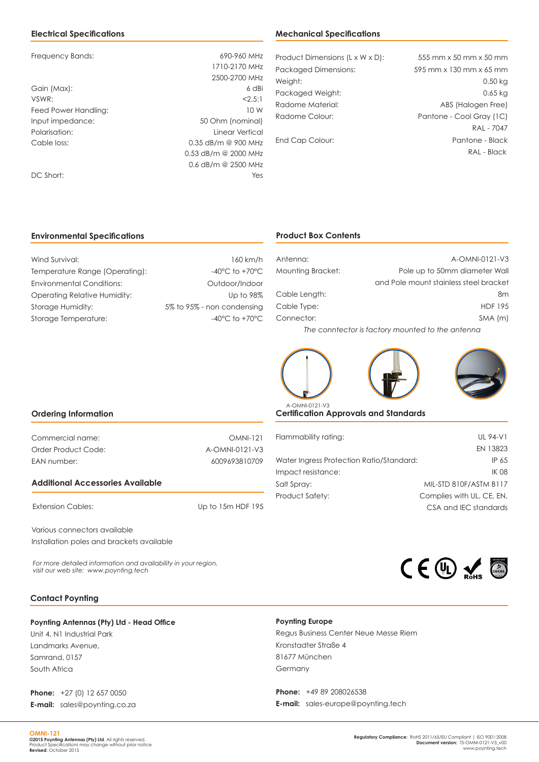## Electrical Specifications

| | |
|---|---|
| Frequency Bands: | 690-960 MHz<br>1710-2170 MHz<br>2500-2700 MHz |
| Gain (Max): | 6 dBi |
| VSWR: | <2.5:1 |
| Feed Power Handling: | 10 W |
| Input impedance: | 50 Ohm (nominal) |
| Polarisation: | Linear Vertical |
| Cable loss: | 0.35 dB/m @ 900 MHz<br>0.53 dB/m @ 2000 MHz<br>0.6 dB/m @ 2500 MHz |
| DC Short: | Yes |

## Mechanical Specifications

| | |
|---|---|
| Product Dimensions (L x W x D): | 555 mm x 50 mm x 50 mm |
| Packaged Dimensions: | 595 mm x 130 mm x 65 mm |
| Weight: | 0.50 kg |
| Packaged Weight: | 0.65 kg |
| Radome Material: | ABS (Halogen Free) |
| Radome Colour: | Pantone - Cool Gray (1C)<br>RAL - 7047 |
| End Cap Colour: | Pantone - Black<br>RAL - Black |

## Environmental Specifications

| | |
|---|---|
| Wind Survival: | 160 km/h |
| Temperature Range (Operating): | -40°C to +70°C |
| Environmental Conditions: | Outdoor/Indoor |
| Operating Relative Humidity: | Up to 98% |
| Storage Humidity: | 5% to 95% - non condensing |
| Storage Temperature: | -40°C to +70°C |

## Product Box Contents

| | |
|---|---|
| Antenna: | A-OMNI-0121-V3 |
| Mounting Bracket: | Pole up to 50mm diameter Wall and Pole mount stainless steel bracket |
| Cable Length: | 8m |
| Cable Type: | HDF 195 |
| Connector: | SMA (m) |

*The conntector is factory mounted to the antenna*

A-OMNI-0121-V3

## Ordering Information

| | |
|---|---|
| Commercial name: | OMNI-121 |
| Order Product Code: | A-OMNI-0121-V3 |
| EAN number: | 6009693810709 |

## Additional Accessories Available

| | |
|---|---|
| Extension Cables: | Up to 15m HDF 195 |

Various connectors available

Installation poles and brackets available

*For more detailed information and availability in your region, visit our web site: www.poynting.tech*

## Certification Approvals and Standards

| | |
|---|---|
| Flammability rating: | UL 94-V1<br>EN 13823 |
| Water Ingress Protection Ratio/Standard: | IP 65 |
| Impact resistance: | IK 08 |
| Salt Spray: | MIL-STD 810F/ASTM B117 |
| Product Safety: | Complies with UL, CE, EN, CSA and IEC standards |

## Contact Poynting

**Poynting Antennas (Pty) Ltd - Head Office**
Unit 4, N1 Industrial Park
Landmarks Avenue,
Samrand, 0157
South Africa

**Phone:** +27 (0) 12 657 0050
**E-mail:** sales@poynting.co.za

**Poynting Europe**
Regus Business Center Neue Messe Riem
Kronstadter Straße 4
81677 München
Germany

**Phone:** +49 89 208026538
**E-mail:** sales-europe@poynting.tech

**OMNI-121**
**©2015 Poynting Antennas (Pty) Ltd.** All rights reserved.
Product Specifications may change without prior notice
**Revised**: October 2015

**Regulatory Compliance:** RoHS 2011/65/EU Compliant | ISO 9001:2008
**Document version:** TS-OMNI-0121-V3_v00
www.poynting.tech